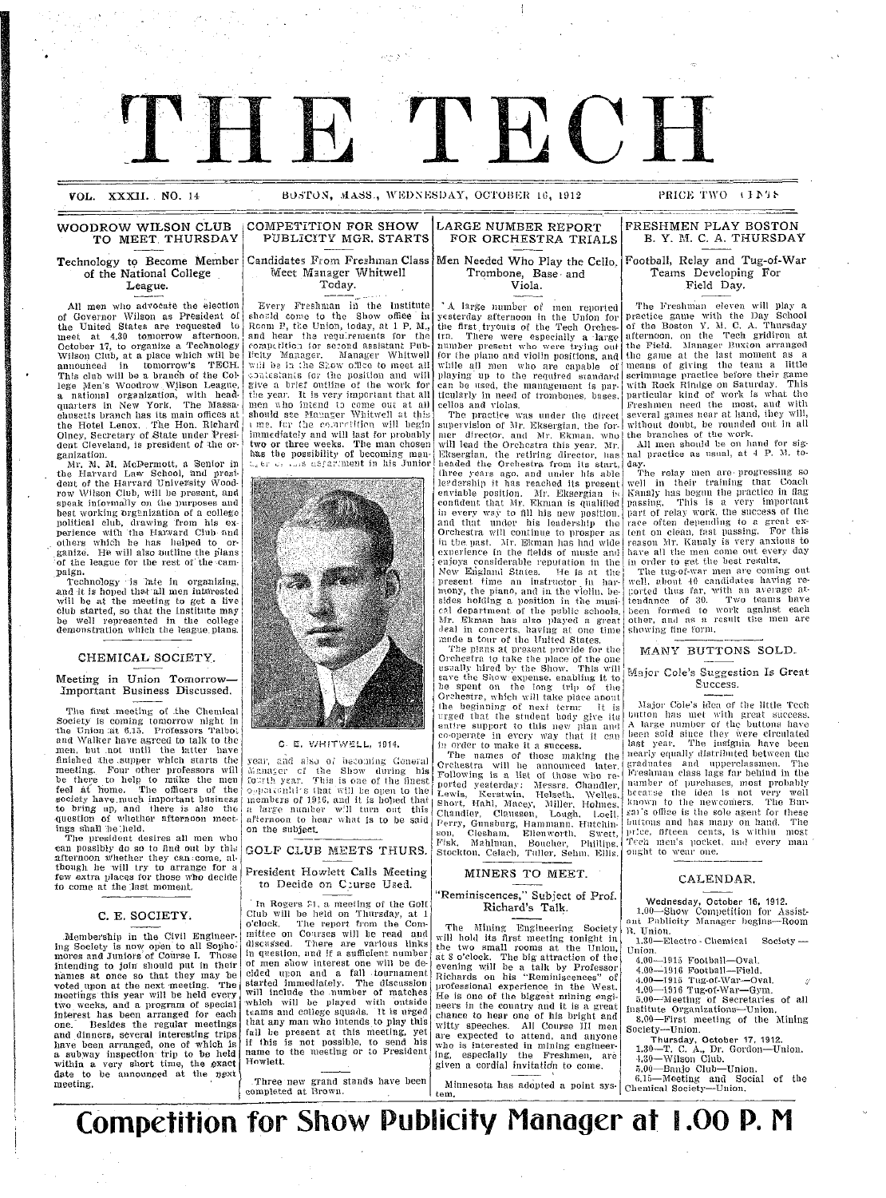# THE TECH

VOL. XXXII. NO. 14 BOSTON, MASS., WEDNESDAY, OCTOBER 16, 1912 PRICE TWO CENTS

## WOODROW WILSON CLUB TO MEET THURSDAY

### Technology to Become Member of the National College League.

All men who advocate the election of Governor Wilson as President of the United States are requested to meet at 4.30 tomorrow afternoon, October 17, to organize a Technology Wilson Club, at a place which will be announced in tomorrow's TECH. This club will be a branch of the College Men's Woodrow Wilson League, a national organization, with headquarters in New York. The Massachusetts branch has its main offices at the Hotel Lenox. The Hon. Richard Olney, Secretary of State under President Cleveland, is president of the organization.

Mr. M. M. McDermott, a Senior in the Harvard Law School, and president of the Harvard University Woodrow Wilson Club, will be present, and speak informally on the purposes and best working organization of a college political club, drawing from his experience with the Harvard Club and others which he has helped to organize. He will also outline the plans of the league for the rest of the campaign.

Technology is late in organizing, and it is hoped that all men interested will be at the meeting to get a live club started, so that the Institute may be well represented in the college demonstration which the league plans.

## CHEMICAL SOCIETY.

### Meeting in Union Tomorrow—Important Business Discussed.

The first meeting of the Chemical Society is coming tomorrow night in the Union at 6.15. Professors Talbot and Walker have agreed to talk to the men, but not until the latter have finished the supper which starts the meeting. Four other professors will be there to help to make the men feel at home. The officers of the society have much important business to bring up, and there is also the question of whether afternoon meetings shall be held.

The president desires all men who can possibly do so to find out by this afternoon whether they can come, although he will try to arrange for a few extra places for those who decide to come at the last moment.

## C. E. SOCIETY.

Membership in the Civil Engineering Society is now open to all Sophomores and Juniors of Course I. Those intending to join should put in their names at once so that they may be voted upon at the next meeting. The meetings this year will be held every two weeks, and a program of special interest has been arranged for each one. Besides the regular meetings and dinners, several interesting trips have been arranged, one of which is a subway inspection trip to be held within a very short time, the exact date to be announced at the next meeting.

## COMPETITION FOR SHOW PUBLICITY MGR. STARTS

### Candidates From Freshman Class Meet Manager Whitwell Today.

Every Freshman in the Institute should come to the Show office in Room P, the Union, today, at 1 P. M., and hear the requirements for the competition for second assistant Publicity Manager. Manager Whitwell will be in the Show office to meet all contestants for the position and will give a brief outline of the work for the year. It is very important that all men who intend to come out at all should see Manager Whitwell at this time, for the competition will begin immediately and will last for probably two or three weeks. The man chosen has the possibility of becoming manager of this department in his Junior year, and also of becoming General Manager of the Show during his fourth year. This is one of the finest opportunities that will be open to the members of 1916, and it is hoped that a large number will turn out this afternoon to hear what is to be said on the subject.

C. E. WHITWELL, 1914.

## GOLF CLUB MEETS THURS.

### President Howlett Calls Meeting to Decide on Course Used.

In Rogers 21, a meeting of the Golf Club will be held on Thursday, at 1 o'clock. The report from the Committee on Courses will be read and discussed. There are various links in question, and if a sufficient number of men show interest one will be decided upon and a fall tournament started immediately. The discussion will include the number of matches which will be played with outside teams and college squads. It is urged that any man who intends to play this fall be present at this meeting, yet if this is not possible, to send his name to the meeting or to President Howlett.

Three new grand stands have been completed at Brown.

## LARGE NUMBER REPORT FOR ORCHESTRA TRIALS

### Men Needed Who Play the Cello, Trombone, Base and Viola.

A large number of men reported yesterday afternoon in the Union for the first tryouts of the Tech Orchestra. There were especially a large number present who were trying out for the piano and violin positions, and while all men who are capable of playing up to the required standard can be used, the management is particularly in need of trombones, bases, cellos and violas.

The practice was under the direct supervision of Mr. Eksergian, the former director, and Mr. Ekman, who will lead the Orchestra this year. Mr. Eksergian, the retiring director, has headed the Orchestra from its start, three years ago, and under his able leadership it has reached its present enviable position. Mr. Eksergian is confident that Mr. Ekman is qualified in every way to fill his new position, and that under his leadership the Orchestra will continue to prosper as in the past. Mr. Ekman has had wide experience in the fields of music and enjoys considerable reputation in the New England States. He is at the present time an instructor in harmony, the piano, and in the violin, besides holding a position in the musical department of the public schools. Mr. Ekman has also played a great deal in concerts, having at one time made a tour of the United States.

The plans at present provide for the Orchestra to take the place of the one usually hired by the Show. This will save the Show expense, enabling it to be spent on the long trip of the Orchestra, which will take place about the beginning of next term. It is urged that the student body give its entire support to this new plan and co-operate in every way that it can in order to make it a success.

The names of those making the Orchestra will be announced later. Following is a list of those who reported yesterday: Messrs. Chandler, Lewis, Kerstwin, Helseth, Welles, Short, Hahl, Macey, Miller, Holmes, Chandler, Claussen, Lough, Loell, Perry, Gunsburg, Hammann, Hutchinson, Clesham, Ellenworth, Swett, Fisk, Mahlman, Boucher, Phillips, Stockton, Celach, Tuller, Sehm, Ellis.

## MINERS TO MEET.

### "Reminiscences," Subject of Prof. Richard's Talk.

The Mining Engineering Society will hold its first meeting tonight in the two small rooms at the Union, at 8 o'clock. The big attraction of the evening will be a talk by Professor Richards on his "Reminiscences" of professional experience in the West. He is one of the biggest mining engineers in the country and it is a great chance to hear one of his bright and witty speeches. All Course III men are expected to attend, and anyone who is interested in mining engineering, especially the Freshmen, are given a cordial invitation to come.

Minnesota has adopted a point system.

## FRESHMEN PLAY BOSTON B. Y. M. C. A. THURSDAY

### Football, Relay and Tug-of-War Teams Developing For Field Day.

The Freshman eleven will play a practice game with the Day School of the Boston Y. M. C. A. Thursday afternoon, on the Tech gridiron at the Field. Manager Buxton arranged the game at the last moment as a means of giving the team a little scrimmage practice before their game with Rock Ridge on Saturday. This particular kind of work is what the Freshmen need the most, and with several games near at hand, they will, without doubt, be rounded out in all the branches of the work.

All men should be on hand for signal practice as usual, at 4 P. M. today.

The relay men are progressing so well in their training that Coach Kanaly has begun the practice in flag passing. This is a very important part of relay work, the success of the race often depending to a great extent on clean, fast passing. For this reason Mr. Kanaly is very anxious to have all the men come out every day in order to get the best results.

The tug-of-war men are coming out well, about 40 candidates having reported thus far, with an average attendance of 30. Two teams have been formed to work against each other, and as a result the men are showing fine form.

## MANY BUTTONS SOLD.

### Major Cole's Suggestion Is Great Success.

Major Cole's idea of the little Tech button has met with great success. A large number of the buttons have been sold since they were circulated last year. The insignia have been nearly equally distributed between the graduates and upperclassmen. The Freshman class lags far behind in the number of purchases, most probably because the idea is not very well known to the newcomers. The Bursar's office is the sole agent for these buttons and has many on hand. The price, fifteen cents, is within most Tech men's pocket, and every man ought to wear one.

## CALENDAR.

**Wednesday, October 16, 1912.**

1.00—Show Competition for Assistant Publicity Manager begins—Room B, Union.
1.30—Electro-Chemical Society—Union.
4.00—1915 Football—Oval.
4.00—1916 Football—Field.
4.00—1915 Tug-of-War—Oval.
4.00—1916 Tug-of-War—Gym.
5.00—Meeting of Secretaries of all Institute Organizations—Union.
8.00—First meeting of the Mining Society—Union.

**Thursday, October 17, 1912.**

1.30—T. C. A., Dr. Gordon—Union.
4.30—Wilson Club.
5.00—Banjo Club—Union.
6.15—Meeting and Social of the Chemical Society—Union.

# Competition for Show Publicity Manager at 1.00 P. M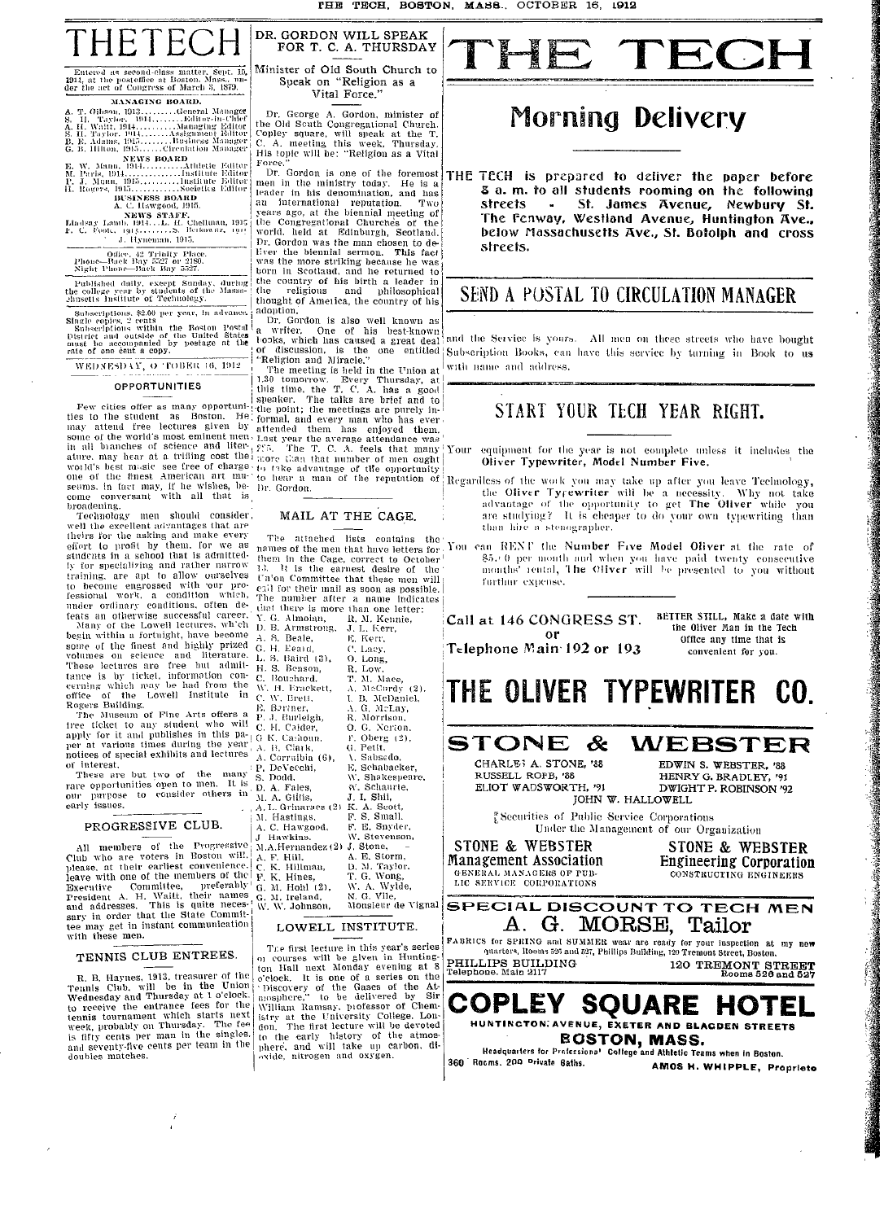# THE TECH

Entered as second-class matter, Sept. 15, 1911, at the postoffice at Boston, Mass., under the act of Congress of March 3, 1879.

**MANAGING BOARD.**

A. T. Gibson, 1913..........General Manager
S. H. Taylor, 1914..........Editor-in-Chief
A. H. Waitt, 1914..........Managing Editor
S. H. Taylor, 1914..........Assignment Editor
B. E. Adams, 1915..........Business Manager
G. B. Hilton, 1915..........Circulation Manager

**NEWS BOARD**

E. W. Mann, 1914..........Athletic Editor
M. Paris, 1914..........Institute Editor
P. J. Munn, 1915..........Institute Editor
H. Rogers, 1915..........Societies Editor

**BUSINESS BOARD**

A. C. Hawgood, 1915.

**NEWS STAFF.**

Lindsay Lamb, 1914...L. H. Chellman, 1915
F. C. Foote, 1915..........S. Berkowitz, 1915
J. Hyneman, 1915.

Office, 42 Trinity Place.
Phone—Back Bay 5527 or 2180.
Night Phone—Back Bay 5527.

Published daily, except Sunday, during the college year by students of the Massachusetts Institute of Technology.

Subscriptions, $2.00 per year, in advance. Single copies, 2 cents.
Subscriptions within the Boston Postal District and outside of the United States must be accompanied by postage at the rate of one cent a copy.

WEDNESDAY, OCTOBER 16, 1912

## OPPORTUNITIES

Few cities offer as many opportunities to the student as Boston. He may attend free lectures given by some of the world's most eminent men in all branches of science and literature, may hear at a trifling cost the world's best music see free of charge one of the finest American art museums. In fact may, if he wishes, become conversant with all that is broadening.

Technology men should consider well the excellent advantages that are theirs for the asking and make every effort to profit by them, for we as students in a school that is admittedly for specializing and rather narrow training, are apt to allow ourselves to become engrossed with our professional work, a condition which, under ordinary conditions, often defeats an otherwise successful career.

Many of the Lowell lectures, which begin within a fortnight, have become some of the finest and highly prized volumes on science and literature. These lectures are free but admittance is by ticket, information concerning which may be had from the office of the Lowell Institute in Rogers Building.

The Museum of Fine Arts offers a free ticket to any student who will apply for it and publishes in this paper at various times during the year notices of special exhibits and lectures of interest.

These are but two of the many rare opportunities open to men. It is our purpose to consider others in early issues.

## PROGRESSIVE CLUB.

All members of the Progressive Club who are voters in Boston will, please, at their earliest convenience, leave with one of the members of the Executive Committee, preferably President A. H. Waitt, their names and addresses. This is quite necessary in order that the State Committee may get in instant communication with these men.

## TENNIS CLUB ENTREES.

R. B. Haynes, 1913, treasurer of the Tennis Club, will be in the Union Wednesday and Thursday at 1 o'clock, to receive the entrance fees for the tennis tournament which starts next week, probably on Thursday. The fee is fifty cents per man in the singles, and seventy-five cents per team in the doubles matches.

## DR. GORDON WILL SPEAK FOR T. C. A. THURSDAY

### Minister of Old South Church to Speak on "Religion as a Vital Force."

Dr. George A. Gordon, minister of the Old South Congregational Church, Copley square, will speak at the T. C. A. meeting this week, Thursday. His topic will be: "Religion as a Vital Force."

Dr. Gordon is one of the foremost men in the ministry today. He is a leader in his denomination, and has an international reputation. Two years ago, at the biennial meeting of the Congregational Churches of the world, held at Edinburgh, Scotland, Dr. Gordon was the man chosen to deliver the biennial sermon. This fact was the more striking because he was born in Scotland, and he returned to the country of his birth a leader in the religious and philosophical thought of America, the country of his adoption.

Dr. Gordon is also well known as a writer. One of his best-known books, which has caused a great deal of discussion, is the one entitled "Religion and Miracle."

The meeting is held in the Union at 1.30 tomorrow. Every Thursday, at this time, the T. C. A. has a good speaker. The talks are brief and to the point; the meetings are purely informal, and every man who has ever attended them has enjoyed them. Last year the average attendance was 275. The T. C. A. feels that many more than that number of men ought to take advantage of the opportunity to hear a man of the reputation of Dr. Gordon.

## MAIL AT THE CAGE.

The attached lists contains the names of the men that have letters for them in the Cage, correct to October 13. It is the earnest desire of the Union Committee that these men will call for their mail as soon as possible. The number after a name indicates that there is more than one letter:

| | |
|---|---|
| Y. G. Almolan, | R. M. Kennie, |
| D. B. Armstrong, | J. L. Kerr, |
| A. S. Beale, | E. Kerr, |
| G. H. Beard, | C. Lacy, |
| L. S. Baird (3), | O. Long, |
| H. S. Benson, | R. Low, |
| C. Bouchard, | T. M. Mace, |
| W. H. Brackett, | A. McCurdy (2), |
| C. W. Brett, | I. B. McDaniel, |
| E. Bruner, | A. G. McLay, |
| P. J. Burleigh, | R. Morrison, |
| C. H. Calder, | O. G. Norton, |
| G. K. Calhoun, | F. Oberg (2), |
| A. B. Clark, | G. Pettit, |
| A. Corrubia (6), | A. Sabsedo, |
| P. DeVecchi, | E. Schabacker, |
| S. Dodd, | W. Shakespeare, |
| D. A. Fales, | W. Schaurte, |
| M. A. Gillis, | J. I. Shil, |
| A. L. Grinarnes (2) | K. A. Scott, |
| M. Hastings, | F. S. Small, |
| A. C. Hawgood, | F. E. Snyder, |
| J. Hawkins, | W. Stevenson, |
| M. A. Hernandez (2) | J. Stone, |
| A. F. Hill, | A. E. Storm, |
| C. K. Hillman, | D. M. Taylor, |
| F. K. Hines, | T. G. Wong, |
| G. M. Hohl (2), | W. A. Wylde, |
| G. M. Ireland, | N. G. Vile, |
| W. W. Johnson, | Monsieur de Vignal |

## LOWELL INSTITUTE.

The first lecture in this year's series of courses will be given in Huntington Hall next Monday evening at 8 o'clock. It is one of a series on the "Discovery of the Gases of the Atmosphere," to be delivered by Sir William Ramsay, professor of Chemistry at the University College, London. The first lecture will be devoted to the early history of the atmosphere, and will take up carbon, dioxide, nitrogen and oxygen.

# THE TECH

## Morning Delivery

**THE TECH is prepared to deliver the paper before 8 a. m. to all students rooming on the following streets - St. James Avenue, Newbury St. The Fenway, Westland Avenue, Huntington Ave., below Massachusetts Ave., St. Botolph and cross streets.**

## SEND A POSTAL TO CIRCULATION MANAGER

and the Service is yours. All men on these streets who have bought Subscription Books, can have this service by turning in Book to us with name and address.

## START YOUR TECH YEAR RIGHT.

Your equipment for the year is not complete unless it includes the **Oliver Typewriter, Model Number Five.**

Regardless of the work you may take up after you leave Technology, the Oliver Typewriter will be a necessity. Why not take advantage of the opportunity to get The Oliver while you are studying? It is cheaper to do your own typewriting than than hire a stenographer.

You can RENT the **Number Five Model Oliver** at the rate of $5.00 per month and when you have paid twenty consecutive months' rental, The Oliver will be presented to you without further expense.

**Call at 146 CONGRESS ST. or Telephone Main 192 or 193**

BETTER STILL, Make a date with the Oliver Man in the Tech Office any time that is convenient for you.

# THE OLIVER TYPEWRITER CO.

# STONE & WEBSTER

CHARLES A. STONE, '88 — EDWIN S. WEBSTER, '88
RUSSELL ROBB, '88 — HENRY G. BRADLEY, '91
ELIOT WADSWORTH, '91 — DWIGHT P. ROBINSON '92
JOHN W. HALLOWELL

Securities of Public Service Corporations
Under the Management of our Organization

**STONE & WEBSTER Management Association**
GENERAL MANAGERS OF PUBLIC SERVICE CORPORATIONS

**STONE & WEBSTER Engineering Corporation**
CONSTRUCTING ENGINEERS

## SPECIAL DISCOUNT TO TECH MEN

# A. G. MORSE, Tailor

FABRICS for SPRING and SUMMER wear are ready for your inspection at my new quarters, Rooms 526 and 527, Phillips Building, 120 Tremont Street, Boston.

PHILLIPS BUILDING — 120 TREMONT STREET
Telephone, Main 2117 — Rooms 526 and 527

# COPLEY SQUARE HOTEL

HUNTINGTON AVENUE, EXETER AND BLAGDEN STREETS

**BOSTON, MASS.**

Headquarters for Professional College and Athletic Teams when in Boston.

360 Rooms. 200 Private Baths. — AMOS H. WHIPPLE, Proprieto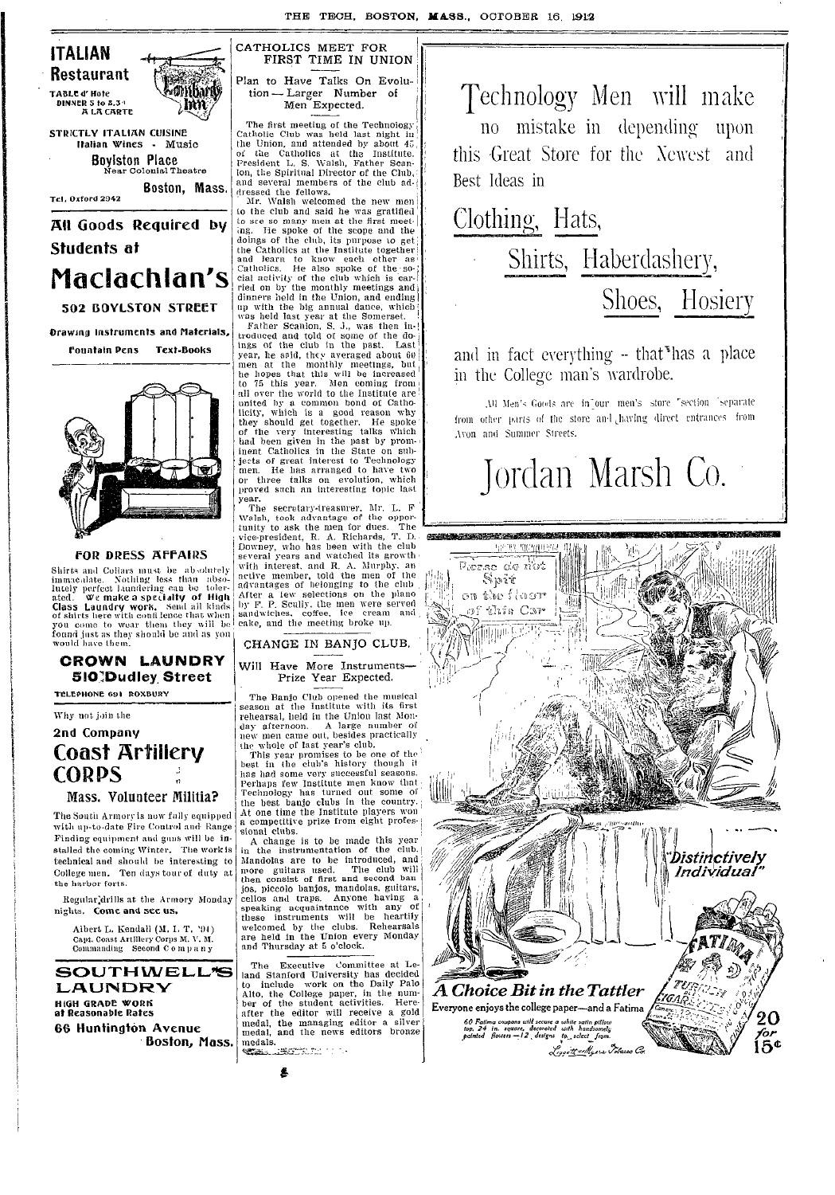## ITALIAN Restaurant

TABLE d' Hote
DINNER 5 to 8.30
A LA CARTE

Lombardy Inn

STRICTLY ITALIAN CUISINE
Italian Wines - Music

**Boylston Place**
Near Colonial Theatre

**Boston, Mass.**

Tel. Oxford 2942

## All Goods Required by Students at

# Maclachlan's

**502 BOYLSTON STREET**

Drawing Instruments and Materials, Fountain Pens Text-Books

### FOR DRESS AFFAIRS

Shirts and Collars must be absolutely immaculate. Nothing less than absolutely perfect laundering can be tolerated. We make a specialty of High Class Laundry work. Send all kinds of shirts here with confidence that when you come to wear them they will be found just as they should be and as you would have them.

## CROWN LAUNDRY
### 510 Dudley Street

TELEPHONE 691 ROXBURY

Why not join the

**2nd Company**

## Coast Artillery CORPS

### Mass. Volunteer Militia?

The South Armory is now fully equipped with up-to-date Fire Control and Range Finding equipment and guns will be installed the coming Winter. The work is technical and should be interesting to College men. Ten days tour of duty at the harbor forts.

Regular drills at the Armory Monday nights. **Come and see us.**

Albert L. Kendall (M. I. T. '01)
Capt. Coast Artillery Corps M. V. M.
Commanding Second Company

## SOUTHWELL'S LAUNDRY

HIGH GRADE WORK
at Reasonable Rates

**66 Huntington Avenue**
**Boston, Mass.**

## CATHOLICS MEET FOR FIRST TIME IN UNION

### Plan to Have Talks On Evolution — Larger Number of Men Expected.

The first meeting of the Technology Catholic Club was held last night in the Union, and attended by about 45 of the Catholics at the Institute. President L. S. Walsh, Father Scanlon, the Spiritual Director of the Club, and several members of the club addressed the fellows.

Mr. Walsh welcomed the new men to the club and said he was gratified to see so many men at the first meeting. He spoke of the scope and the doings of the club, its purpose to get the Catholics at the Institute together and learn to know each other as Catholics. He also spoke of the social activity of the club which is carried on by the monthly meetings and dinners held in the Union, and ending up with the big annual dance, which was held last year at the Somerset.

Father Scanlon, S. J., was then introduced and told of some of the doings of the club in the past. Last year, he said, they averaged about 60 men at the monthly meetings, but he hopes that this will be increased to 75 this year. Men coming from all over the world to the Institute are united by a common bond of Catholicity, which is a good reason why they should get together. He spoke of the very interesting talks which had been given in the past by prominent Catholics in the State on subjects of great interest to Technology men. He has arranged to have two or three talks on evolution, which proved such an interesting topic last year.

The secretary-treasurer, Mr. L. F. Walsh, took advantage of the opportunity to ask the men for dues. The vice-president, R. A. Richards, T. D. Downey, who has been with the club several years and watched its growth with interest, and R. A. Murphy, an active member, told the men of the advantages of belonging to the club. After a few selections on the piano by F. P. Scully, the men were served sandwiches, coffee, ice cream and cake, and the meeting broke up.

## CHANGE IN BANJO CLUB.

### Will Have More Instruments— Prize Year Expected.

The Banjo Club opened the musical season at the Institute with its first rehearsal, held in the Union last Monday afternoon. A large number of new men came out, besides practically the whole of last year's club.

This year promises to be one of the best in the club's history though it has had some very successful seasons. Perhaps few Institute men know that Technology has turned out some of the best banjo clubs in the country. At one time the Institute players won a competitive prize from eight professional clubs.

A change is to be made this year in the instrumentation of the club. Mandolas are to be introduced, and more guitars used. The club will then consist of first and second banjos, piccolo banjos, mandolas, guitars, cellos and traps. Anyone having a speaking acquaintance with any of these instruments will be heartily welcomed by the clubs. Rehearsals are held in the Union every Monday and Thursday at 5 o'clock.

The Executive Committee at Leland Stanford University has decided to include work on the Daily Palo Alto, the College paper, in the number of the student activities. Hereafter the editor will receive a gold medal, the managing editor a silver medal, and the news editors bronze medals.

Technology Men will make no mistake in depending upon this Great Store for the Newest and Best Ideas in

## Clothing, Hats,
## Shirts, Haberdashery,
## Shoes, Hosiery

and in fact everything — that has a place in the College man's wardrobe.

All Men's Goods are in our men's store section separate from other parts of the store and having direct entrances from Avon and Summer Streets.

# Jordan Marsh Co.

Please do not Spit on the floor of this Car

"Distinctively Individual"

### A Choice Bit in the Tattler

Everyone enjoys the college paper—and a Fatima

60 Fatima coupons will secure a white satin pillow top, 24 in. square, decorated with handsomely painted flowers—12 designs to select from.

Liggett & Myers Tobacco Co.

20 for 15¢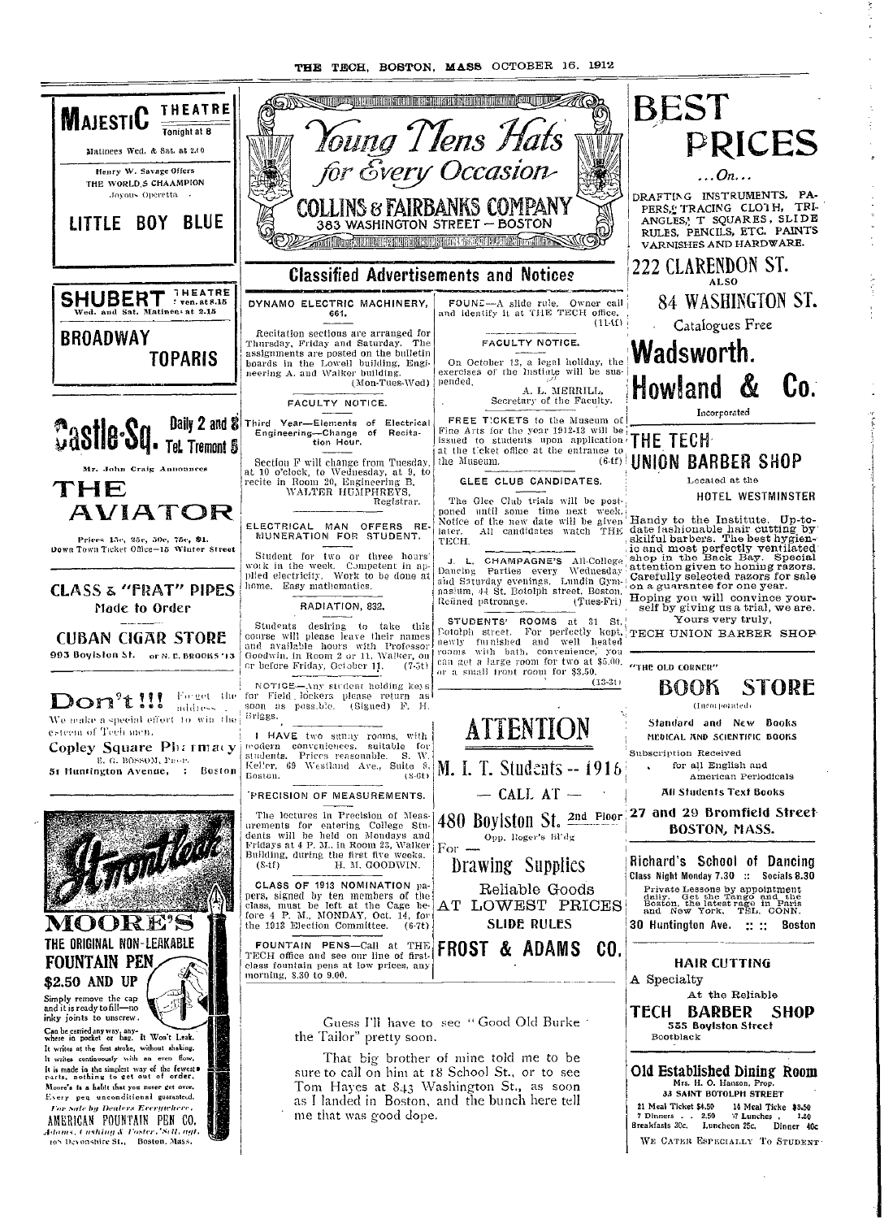**MAJESTIC THEATRE** Tonight at 8

Matinees Wed. & Sat. at 2.10

Henry W. Savage Offers
THE WORLD'S CHAMPION
Joyous Operetta

**LITTLE BOY BLUE**

---

**SHUBERT THEATRE** Even. at 8.15
Wed. and Sat. Matinees at 2.15

**BROADWAY TOPARIS**

---

**Castle Sq.** Daily 2 and 8 Tel. Tremont 5

Mr. John Craig Announces

**THE AVIATOR**

Prices 15c, 25c, 50c, 75c, $1.
Down Town Ticket Office—15 Winter Street

---

**CLASS & "FRAT" PIPES**
Made to Order

**CUBAN CIGAR STORE**

993 Boylston St. or N. E. BROOKS '13

---

**Don't!!!** Forget the address.

We make a special effort to win the esteem of Tech men.

**Copley Square Pharmacy**
E. G. BOSSOM, Prop.
51 Huntington Avenue, : Boston

---

**Stronthead**

**MOORE'S**
THE ORIGINAL NON-LEAKABLE
**FOUNTAIN PEN**
**$2.50 AND UP**

Simply remove the cap and it is ready to fill—no inky joints to unscrew.
Can be carried any way, anywhere in pocket or bag. It Won't Leak.
It writes at the first stroke, without shaking.
It writes continuously with an even flow.
It is made in the simplest way of the fewest parts, nothing to get out of order.
Moore's is a habit that you never get over.
Every pen unconditional guaranteed.
*For Sale by Dealers Everywhere.*
AMERICAN FOUNTAIN PEN CO.
*Adams, Cushing & Foster, Sell. Agt.*
168 Devonshire St., Boston, Mass.

---

*Young Mens Hats for Every Occasion*

**COLLINS & FAIRBANKS COMPANY**
383 WASHINGTON STREET — BOSTON

## Classified Advertisements and Notices

### DYNAMO ELECTRIC MACHINERY, 661.

Recitation sections are arranged for Thursday, Friday and Saturday. The assignments are posted on the bulletin boards in the Lowell building, Engineering A. and Walker building.
(Mon-Tues-Wed)

### FACULTY NOTICE.

Third Year—Elements of Electrical Engineering—Change of Recitation Hour.

Section F will change from Tuesday, at 10 o'clock, to Wednesday, at 9, to recite in Room 20, Engineering B.
WALTER HUMPHREYS,
Registrar.

### ELECTRICAL MAN OFFERS REMUNERATION FOR STUDENT.

Student for two or three hours' work in the week. Competent in applied electricity. Work to be done at home. Easy mathematics.

### RADIATION, 832.

Students desiring to take this course will please leave their names and available hours with Professor Goodwin, in Room 2 or 11, Walker, on or before Friday, October 11. (7-5t)

NOTICE—Any student holding keys for Field lockers please return as soon as possible. (Signed) F. H. Briggs.

I HAVE two sunny rooms, with modern conveniences, suitable for students. Prices reasonable. S. W. Keller, 69 Westland Ave., Suite 8, Boston. (8-6t)

### PRECISION OF MEASUREMENTS.

The lectures in Precision of Measurements for entering College Students will be held on Mondays and Fridays at 4 P. M., in Room 23, Walker Building, during the first five weeks.
(8-tf) H. M. GOODWIN.

CLASS OF 1913 NOMINATION papers, signed by ten members of the class, must be left at the Cage before 4 P. M., MONDAY, Oct. 14, for the 1913 Election Committee. (6-7t)

FOUNTAIN PENS—Call at THE TECH office and see our line of first-class fountain pens at low prices, any morning, 8.30 to 9.00.

FOUND—A slide rule. Owner call and identify it at THE TECH office. (11-tf)

### FACULTY NOTICE.

On October 12, a legal holiday, the exercises of the Institute will be suspended.
A. L. MERRILL,
Secretary of the Faculty.

FREE TICKETS to the Museum of Fine Arts for the year 1912-13 will be issued to students upon application at the ticket office at the entrance to the Museum. (6-tf)

### GLEE CLUB CANDIDATES.

The Glee Club trials will be postponed until some time next week. Notice of the new date will be given later. All candidates watch THE TECH.

J. L. CHAMPAGNE'S All-College Dancing Parties every Wednesday and Saturday evenings, Lundin Gymnasium, 44 St. Botolph street, Boston. Refined patronage. (Tues-Fri)

STUDENTS' ROOMS at 31 St. Botolph street. For perfectly kept, newly furnished and well heated rooms with bath, convenience, you can get a large room for two at $5.00, or a small front room for $3.50. (13-3t)

---

**ATTENTION**

**M. I. T. Students -- 1916**

— CALL AT —

**480 Boylston St.** 2nd Floor
Opp. Roger's Bl'dg

For —
**Drawing Supplies**
Reliable Goods
AT LOWEST PRICES
**SLIDE RULES**

**FROST & ADAMS CO.**

---

Guess I'll have to see "Good Old Burke" the Tailor" pretty soon.

That big brother of mine told me to be sure to call on him at 18 School St., or to see Tom Hayes at 843 Washington St., as soon as I landed in Boston, and the bunch here tell me that was good dope.

---

**BEST PRICES**
...On...

DRAFTING INSTRUMENTS, PAPERS, TRACING CLOTH, TRIANGLES, T SQUARES, SLIDE RULES, PENCILS, ETC. PAINTS VARNISHES AND HARDWARE.

**222 CLARENDON ST.**
ALSO
**84 WASHINGTON ST.**

Catalogues Free

**Wadsworth, Howland & Co.**
Incorporated

---

**THE TECH UNION BARBER SHOP**

Located at the
HOTEL WESTMINSTER

Handy to the Institute. Up-to-date fashionable hair cutting by skilful barbers. The best hygienic and most perfectly ventilated shop in the Back Bay. Special attention given to honing razors. Carefully selected razors for sale on a guarantee for one year.
Hoping you will convince yourself by giving us a trial, we are.
Yours very truly,
TECH UNION BARBER SHOP

---

"THE OLD CORNER"

**BOOK STORE**
(Incorporated)

Standard and New Books
MEDICAL AND SCIENTIFIC BOOKS

Subscription Received
for all English and American Periodicals

All Students Text Books

**27 and 29 Bromfield Street**
**BOSTON, MASS.**

---

**Richard's School of Dancing**
Class Night Monday 7.30 :: Socials 8.30

Private Lessons by appointment daily. Get the Tango and the Boston, the latest rage in Paris and New York. TEL. CONN.

**30 Huntington Ave. :: :: Boston**

---

**HAIR CUTTING**
A Specialty
At the Reliable
**TECH BARBER SHOP**
585 Boylston Street
Bootblack

---

**Old Established Dining Room**
Mrs. H. O. Hanson, Prop.
33 SAINT BOTOLPH STREET

| | | | |
|---|---|---|---|
| 21 Meal Ticket | $4.50 | 14 Meal Ticket | $3.50 |
| 7 Dinners | 2.50 | 7 Lunches | 1.50 |
| Breakfasts 30c. | Luncheon 25c. | Dinner 40c | |

WE CATER ESPECIALLY TO STUDENTS